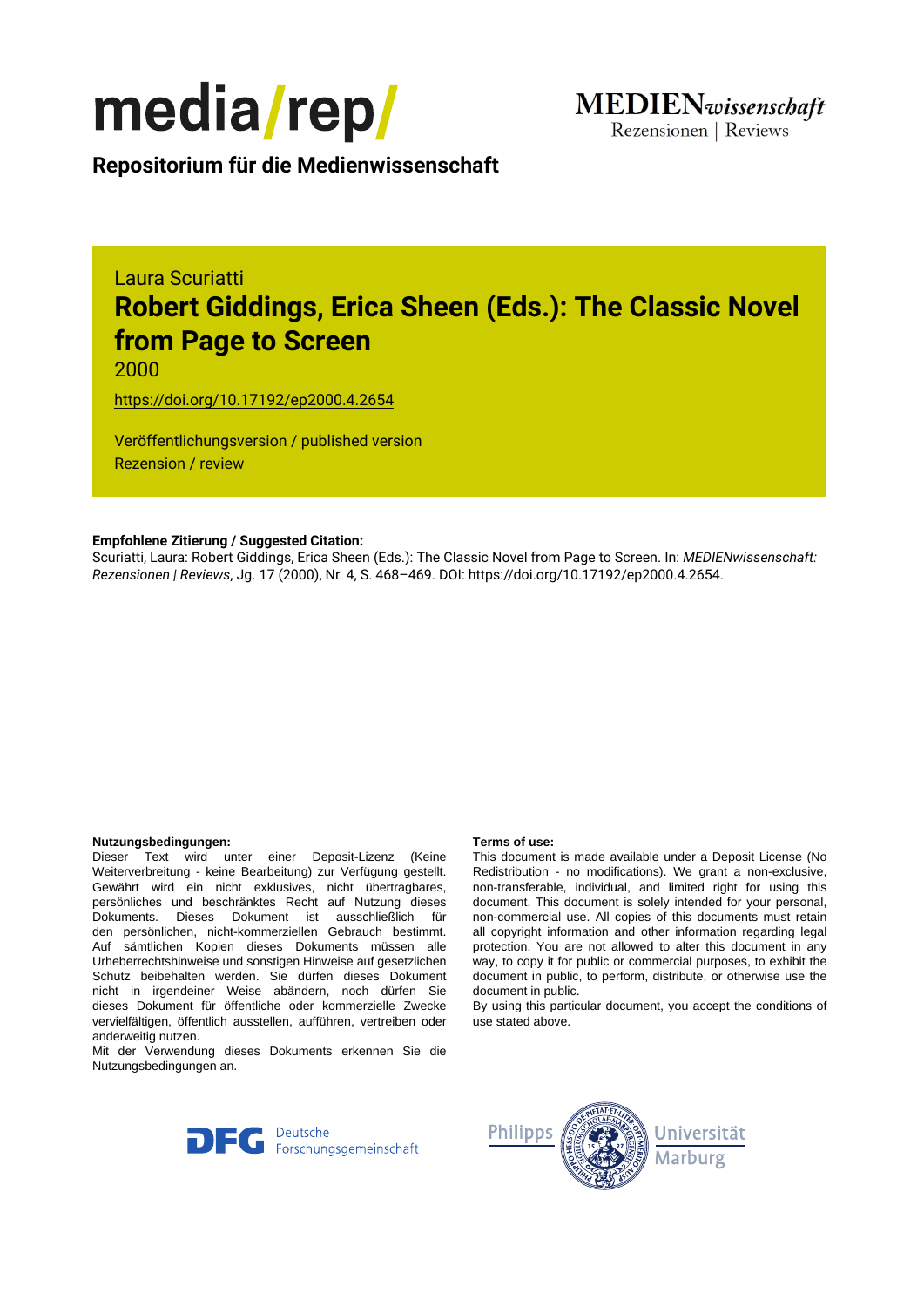media/rep/

MEDIENwissenschaft
Rezensionen | Reviews

**Repositorium für die Medienwissenschaft**

Laura Scuriatti

# Robert Giddings, Erica Sheen (Eds.): The Classic Novel from Page to Screen

2000

https://doi.org/10.17192/ep2000.4.2654

Veröffentlichungsversion / published version
Rezension / review

**Empfohlene Zitierung / Suggested Citation:**
Scuriatti, Laura: Robert Giddings, Erica Sheen (Eds.): The Classic Novel from Page to Screen. In: *MEDIENwissenschaft: Rezensionen | Reviews*, Jg. 17 (2000), Nr. 4, S. 468–469. DOI: https://doi.org/10.17192/ep2000.4.2654.

**Nutzungsbedingungen:**
Dieser Text wird unter einer Deposit-Lizenz (Keine Weiterverbreitung - keine Bearbeitung) zur Verfügung gestellt. Gewährt wird ein nicht exklusives, nicht übertragbares, persönliches und beschränktes Recht auf Nutzung dieses Dokuments. Dieses Dokument ist ausschließlich für den persönlichen, nicht-kommerziellen Gebrauch bestimmt. Auf sämtlichen Kopien dieses Dokuments müssen alle Urheberrechtshinweise und sonstigen Hinweise auf gesetzlichen Schutz beibehalten werden. Sie dürfen dieses Dokument nicht in irgendeiner Weise abändern, noch dürfen Sie dieses Dokument für öffentliche oder kommerzielle Zwecke vervielfältigen, öffentlich ausstellen, aufführen, vertreiben oder anderweitig nutzen.
Mit der Verwendung dieses Dokuments erkennen Sie die Nutzungsbedingungen an.

**Terms of use:**
This document is made available under a Deposit License (No Redistribution - no modifications). We grant a non-exclusive, non-transferable, individual, and limited right for using this document. This document is solely intended for your personal, non-commercial use. All copies of this documents must retain all copyright information and other information regarding legal protection. You are not allowed to alter this document in any way, to copy it for public or commercial purposes, to exhibit the document in public, to perform, distribute, or otherwise use the document in public.
By using this particular document, you accept the conditions of use stated above.

Deutsche Forschungsgemeinschaft

Philipps Universität Marburg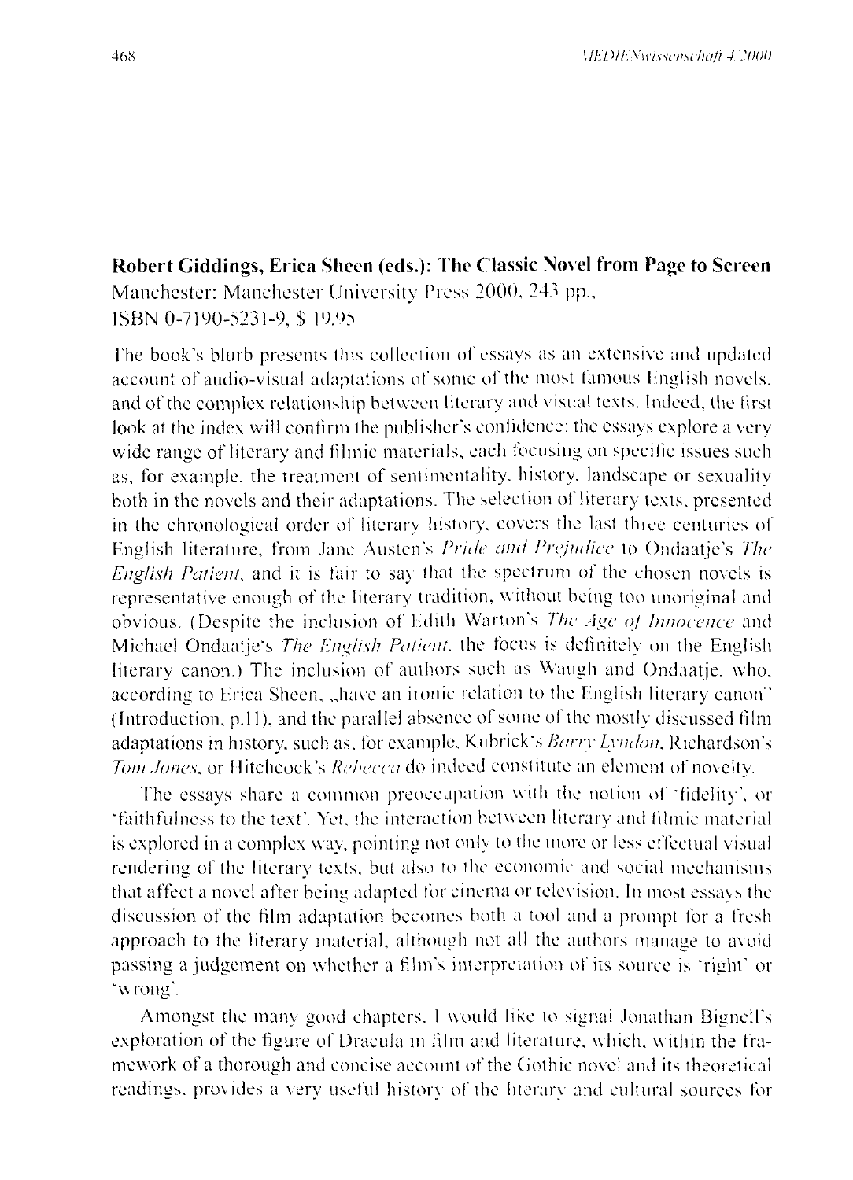**Robert Giddings, Erica Sheen (eds.): The Classic Novel from Page to Screen**
Manchester: Manchester University Press 2000, 243 pp.,
ISBN 0-7190-5231-9, $ 19.95

The book's blurb presents this collection of essays as an extensive and updated account of audio-visual adaptations of some of the most famous English novels, and of the complex relationship between literary and visual texts. Indeed, the first look at the index will confirm the publisher's confidence: the essays explore a very wide range of literary and filmic materials, each focusing on specific issues such as, for example, the treatment of sentimentality, history, landscape or sexuality both in the novels and their adaptations. The selection of literary texts, presented in the chronological order of literary history, covers the last three centuries of English literature, from Jane Austen's *Pride and Prejudice* to Ondaatje's *The English Patient*, and it is fair to say that the spectrum of the chosen novels is representative enough of the literary tradition, without being too unoriginal and obvious. (Despite the inclusion of Edith Warton's *The Age of Innocence* and Michael Ondaatje's *The English Patient*, the focus is definitely on the English literary canon.) The inclusion of authors such as Waugh and Ondaatje, who, according to Erica Sheen, „have an ironic relation to the English literary canon" (Introduction, p.11), and the parallel absence of some of the mostly discussed film adaptations in history, such as, for example, Kubrick's *Barry Lyndon*, Richardson's *Tom Jones*, or Hitchcock's *Rebecca* do indeed constitute an element of novelty.

The essays share a common preoccupation with the notion of 'fidelity', or 'faithfulness to the text'. Yet, the interaction between literary and filmic material is explored in a complex way, pointing not only to the more or less effectual visual rendering of the literary texts, but also to the economic and social mechanisms that affect a novel after being adapted for cinema or television. In most essays the discussion of the film adaptation becomes both a tool and a prompt for a fresh approach to the literary material, although not all the authors manage to avoid passing a judgement on whether a film's interpretation of its source is 'right' or 'wrong'.

Amongst the many good chapters, I would like to signal Jonathan Bignell's exploration of the figure of Dracula in film and literature, which, within the framework of a thorough and concise account of the Gothic novel and its theoretical readings, provides a very useful history of the literary and cultural sources for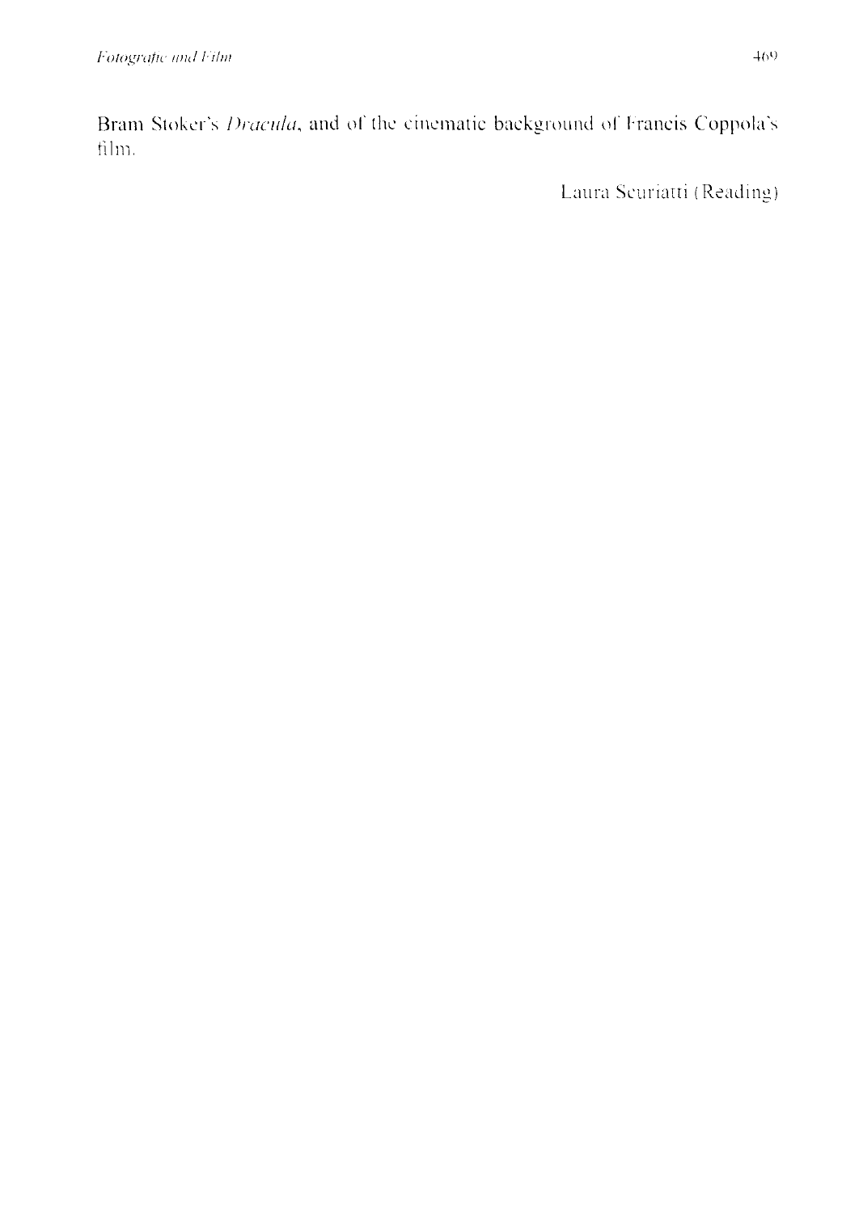Bram Stoker's *Dracula*, and of the cinematic background of Francis Coppola's film.

Laura Scuriatti (Reading)